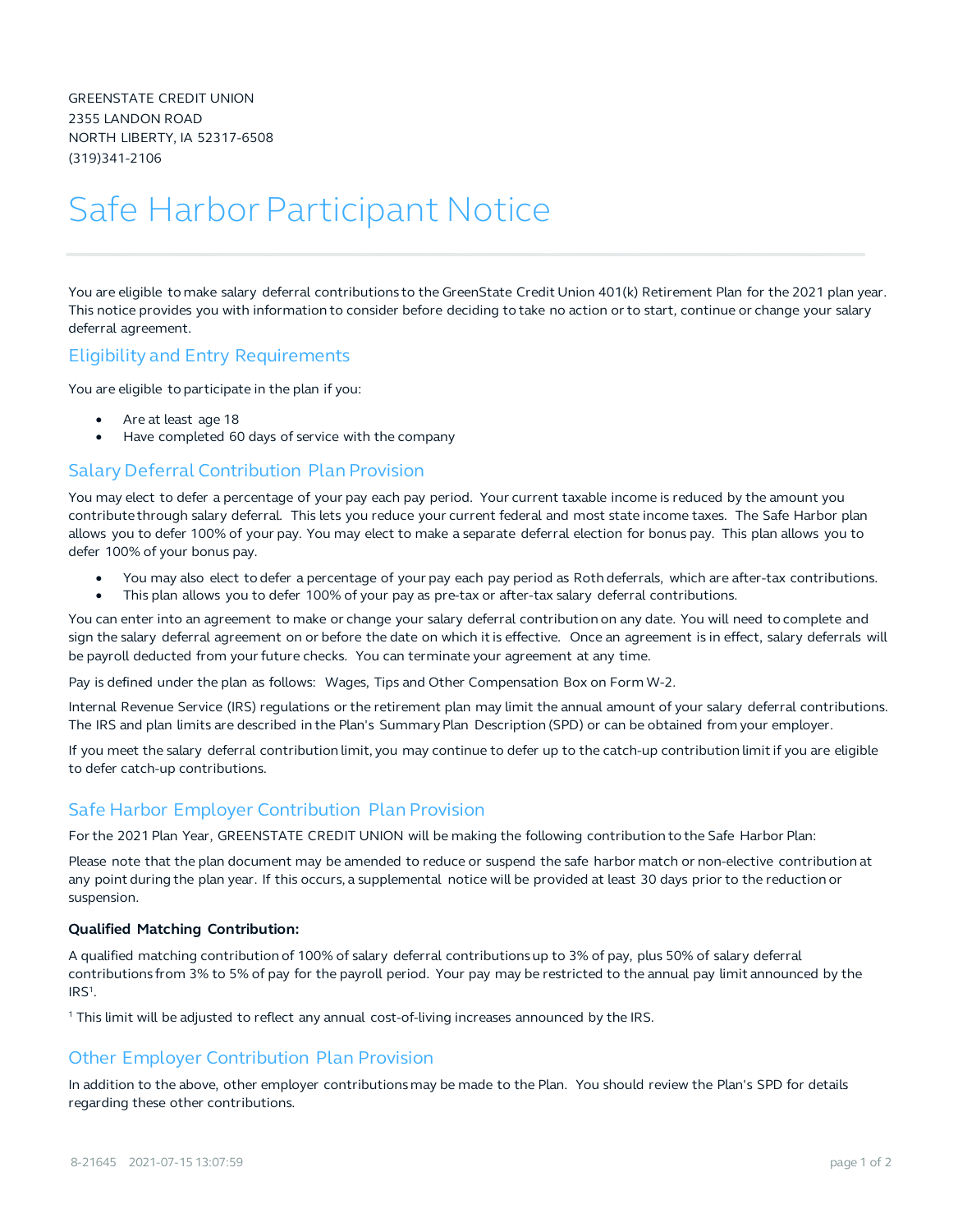GREENSTATE CREDIT UNION
2355 LANDON ROAD
NORTH LIBERTY, IA 52317-6508
(319)341-2106

# Safe Harbor Participant Notice

You are eligible to make salary deferral contributions to the GreenState Credit Union 401(k) Retirement Plan for the 2021 plan year. This notice provides you with information to consider before deciding to take no action or to start, continue or change your salary deferral agreement.

## Eligibility and Entry Requirements

You are eligible to participate in the plan if you:

- Are at least age 18
- Have completed 60 days of service with the company

## Salary Deferral Contribution Plan Provision

You may elect to defer a percentage of your pay each pay period. Your current taxable income is reduced by the amount you contribute through salary deferral. This lets you reduce your current federal and most state income taxes. The Safe Harbor plan allows you to defer 100% of your pay. You may elect to make a separate deferral election for bonus pay. This plan allows you to defer 100% of your bonus pay.

- You may also elect to defer a percentage of your pay each pay period as Roth deferrals, which are after-tax contributions.
- This plan allows you to defer 100% of your pay as pre-tax or after-tax salary deferral contributions.

You can enter into an agreement to make or change your salary deferral contribution on any date. You will need to complete and sign the salary deferral agreement on or before the date on which it is effective. Once an agreement is in effect, salary deferrals will be payroll deducted from your future checks. You can terminate your agreement at any time.

Pay is defined under the plan as follows: Wages, Tips and Other Compensation Box on Form W-2.

Internal Revenue Service (IRS) regulations or the retirement plan may limit the annual amount of your salary deferral contributions. The IRS and plan limits are described in the Plan's Summary Plan Description (SPD) or can be obtained from your employer.

If you meet the salary deferral contribution limit, you may continue to defer up to the catch-up contribution limit if you are eligible to defer catch-up contributions.

## Safe Harbor Employer Contribution Plan Provision

For the 2021 Plan Year, GREENSTATE CREDIT UNION will be making the following contribution to the Safe Harbor Plan:

Please note that the plan document may be amended to reduce or suspend the safe harbor match or non-elective contribution at any point during the plan year. If this occurs, a supplemental notice will be provided at least 30 days prior to the reduction or suspension.

**Qualified Matching Contribution:**

A qualified matching contribution of 100% of salary deferral contributions up to 3% of pay, plus 50% of salary deferral contributions from 3% to 5% of pay for the payroll period. Your pay may be restricted to the annual pay limit announced by the IRS[1].

[1] This limit will be adjusted to reflect any annual cost-of-living increases announced by the IRS.

## Other Employer Contribution Plan Provision

In addition to the above, other employer contributions may be made to the Plan. You should review the Plan's SPD for details regarding these other contributions.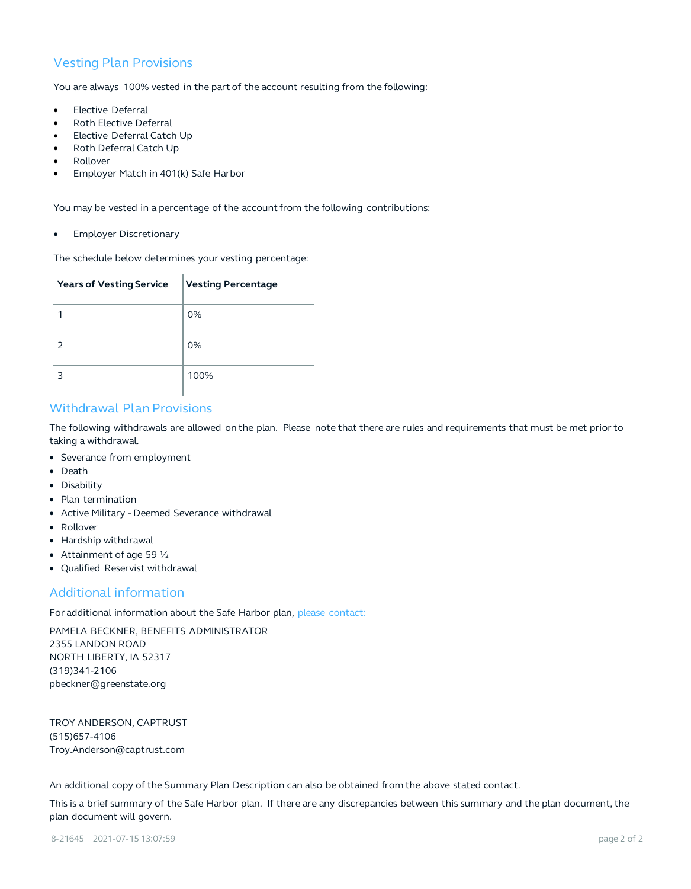## Vesting Plan Provisions

You are always 100% vested in the part of the account resulting from the following:

- Elective Deferral
- Roth Elective Deferral
- Elective Deferral Catch Up
- Roth Deferral Catch Up
- Rollover
- Employer Match in 401(k) Safe Harbor

You may be vested in a percentage of the account from the following contributions:

- Employer Discretionary

The schedule below determines your vesting percentage:

| Years of Vesting Service | Vesting Percentage |
|---|---|
| 1 | 0% |
| 2 | 0% |
| 3 | 100% |

## Withdrawal Plan Provisions

The following withdrawals are allowed on the plan. Please note that there are rules and requirements that must be met prior to taking a withdrawal.

- Severance from employment
- Death
- Disability
- Plan termination
- Active Military - Deemed Severance withdrawal
- Rollover
- Hardship withdrawal
- Attainment of age 59 ½
- Qualified Reservist withdrawal

## Additional information

For additional information about the Safe Harbor plan, please contact:

PAMELA BECKNER, BENEFITS ADMINISTRATOR
2355 LANDON ROAD
NORTH LIBERTY, IA 52317
(319)341-2106
pbeckner@greenstate.org

TROY ANDERSON, CAPTRUST
(515)657-4106
Troy.Anderson@captrust.com

An additional copy of the Summary Plan Description can also be obtained from the above stated contact.

This is a brief summary of the Safe Harbor plan. If there are any discrepancies between this summary and the plan document, the plan document will govern.

8-21645 2021-07-15 13:07:59